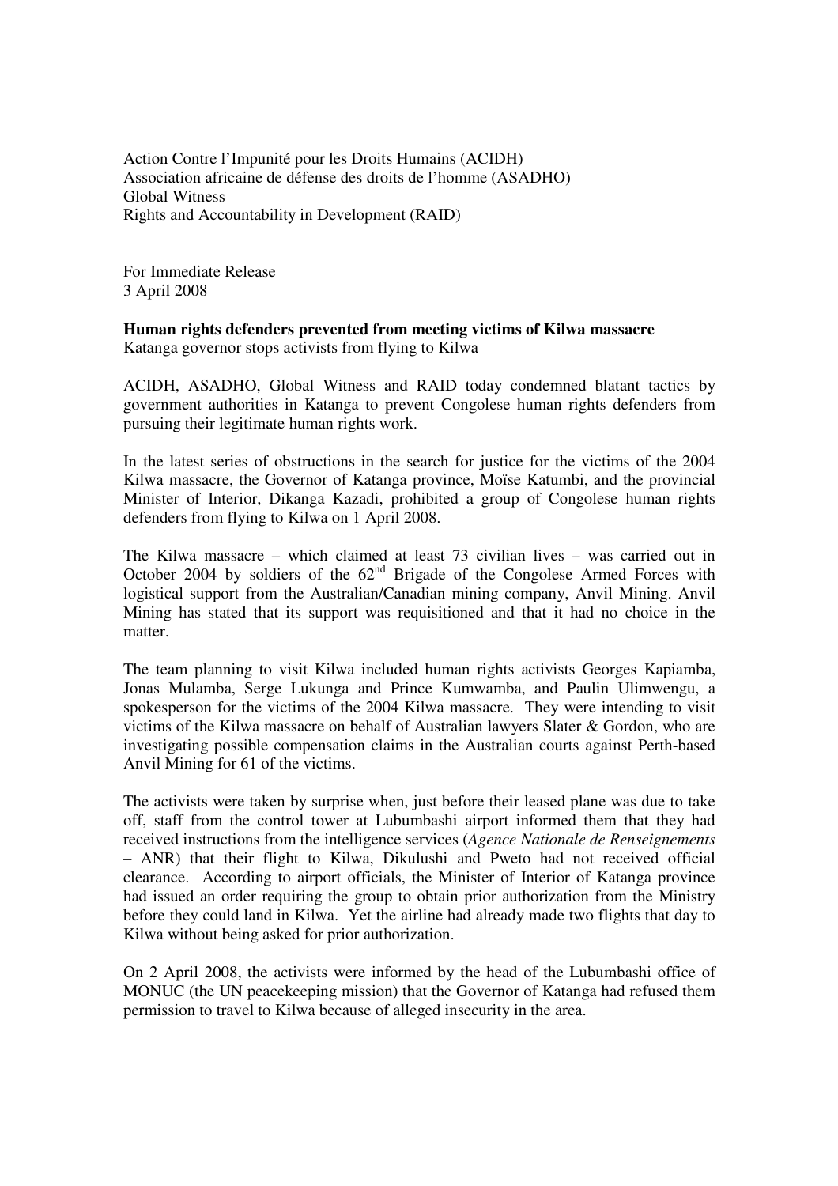Action Contre l'Impunité pour les Droits Humains (ACIDH)
Association africaine de défense des droits de l'homme (ASADHO)
Global Witness
Rights and Accountability in Development (RAID)

For Immediate Release
3 April 2008

**Human rights defenders prevented from meeting victims of Kilwa massacre**
Katanga governor stops activists from flying to Kilwa

ACIDH, ASADHO, Global Witness and RAID today condemned blatant tactics by government authorities in Katanga to prevent Congolese human rights defenders from pursuing their legitimate human rights work.

In the latest series of obstructions in the search for justice for the victims of the 2004 Kilwa massacre, the Governor of Katanga province, Moïse Katumbi, and the provincial Minister of Interior, Dikanga Kazadi, prohibited a group of Congolese human rights defenders from flying to Kilwa on 1 April 2008.

The Kilwa massacre – which claimed at least 73 civilian lives – was carried out in October 2004 by soldiers of the 62nd Brigade of the Congolese Armed Forces with logistical support from the Australian/Canadian mining company, Anvil Mining. Anvil Mining has stated that its support was requisitioned and that it had no choice in the matter.

The team planning to visit Kilwa included human rights activists Georges Kapiamba, Jonas Mulamba, Serge Lukunga and Prince Kumwamba, and Paulin Ulimwengu, a spokesperson for the victims of the 2004 Kilwa massacre. They were intending to visit victims of the Kilwa massacre on behalf of Australian lawyers Slater & Gordon, who are investigating possible compensation claims in the Australian courts against Perth-based Anvil Mining for 61 of the victims.

The activists were taken by surprise when, just before their leased plane was due to take off, staff from the control tower at Lubumbashi airport informed them that they had received instructions from the intelligence services (*Agence Nationale de Renseignements* – ANR) that their flight to Kilwa, Dikulushi and Pweto had not received official clearance. According to airport officials, the Minister of Interior of Katanga province had issued an order requiring the group to obtain prior authorization from the Ministry before they could land in Kilwa. Yet the airline had already made two flights that day to Kilwa without being asked for prior authorization.

On 2 April 2008, the activists were informed by the head of the Lubumbashi office of MONUC (the UN peacekeeping mission) that the Governor of Katanga had refused them permission to travel to Kilwa because of alleged insecurity in the area.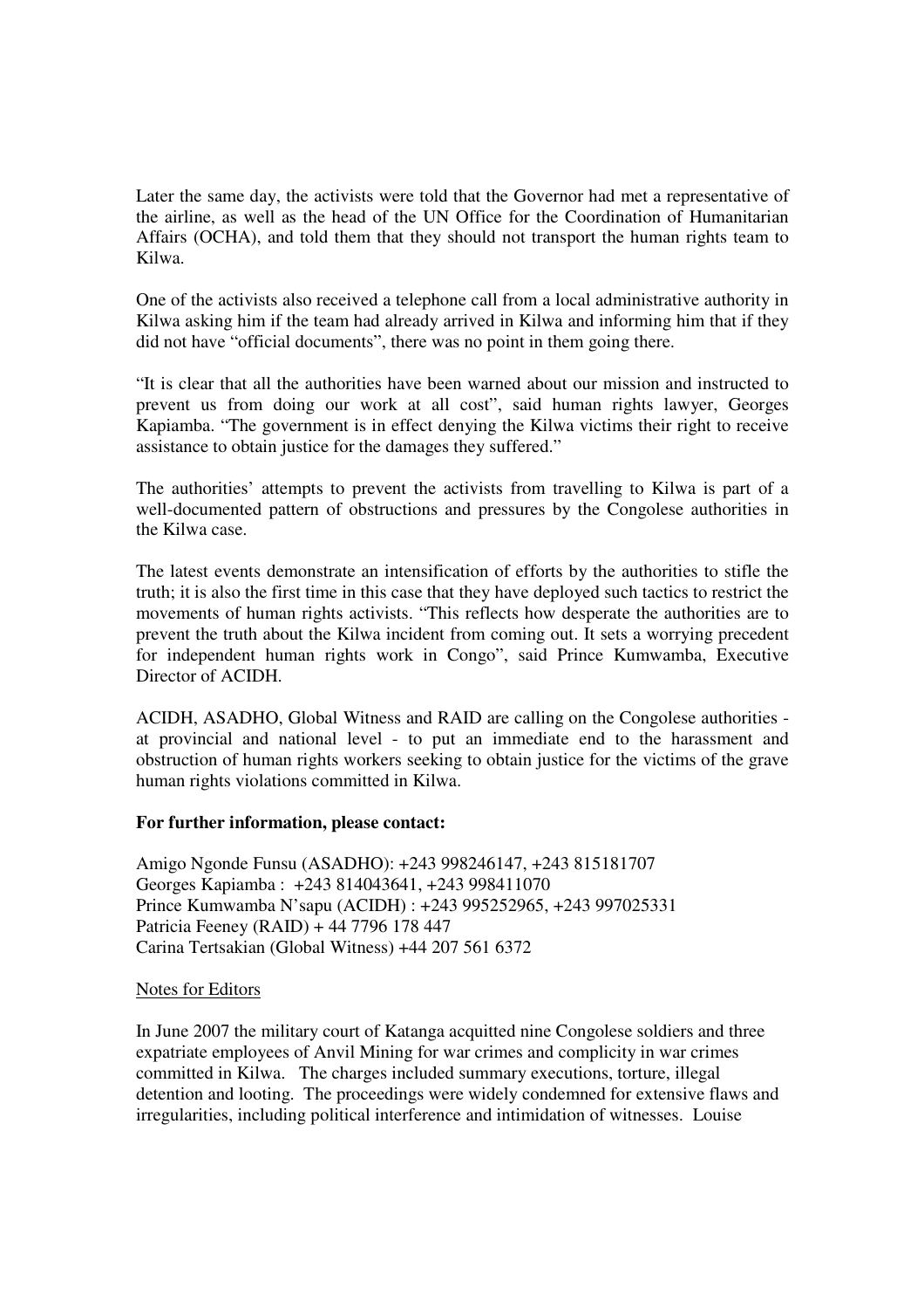Later the same day, the activists were told that the Governor had met a representative of the airline, as well as the head of the UN Office for the Coordination of Humanitarian Affairs (OCHA), and told them that they should not transport the human rights team to Kilwa.

One of the activists also received a telephone call from a local administrative authority in Kilwa asking him if the team had already arrived in Kilwa and informing him that if they did not have "official documents", there was no point in them going there.

"It is clear that all the authorities have been warned about our mission and instructed to prevent us from doing our work at all cost", said human rights lawyer, Georges Kapiamba. "The government is in effect denying the Kilwa victims their right to receive assistance to obtain justice for the damages they suffered."

The authorities' attempts to prevent the activists from travelling to Kilwa is part of a well-documented pattern of obstructions and pressures by the Congolese authorities in the Kilwa case.

The latest events demonstrate an intensification of efforts by the authorities to stifle the truth; it is also the first time in this case that they have deployed such tactics to restrict the movements of human rights activists. "This reflects how desperate the authorities are to prevent the truth about the Kilwa incident from coming out. It sets a worrying precedent for independent human rights work in Congo", said Prince Kumwamba, Executive Director of ACIDH.

ACIDH, ASADHO, Global Witness and RAID are calling on the Congolese authorities - at provincial and national level - to put an immediate end to the harassment and obstruction of human rights workers seeking to obtain justice for the victims of the grave human rights violations committed in Kilwa.

**For further information, please contact:**

Amigo Ngonde Funsu (ASADHO): +243 998246147, +243 815181707
Georges Kapiamba : +243 814043641, +243 998411070
Prince Kumwamba N'sapu (ACIDH) : +243 995252965, +243 997025331
Patricia Feeney (RAID) + 44 7796 178 447
Carina Tertsakian (Global Witness) +44 207 561 6372

Notes for Editors

In June 2007 the military court of Katanga acquitted nine Congolese soldiers and three expatriate employees of Anvil Mining for war crimes and complicity in war crimes committed in Kilwa. The charges included summary executions, torture, illegal detention and looting. The proceedings were widely condemned for extensive flaws and irregularities, including political interference and intimidation of witnesses. Louise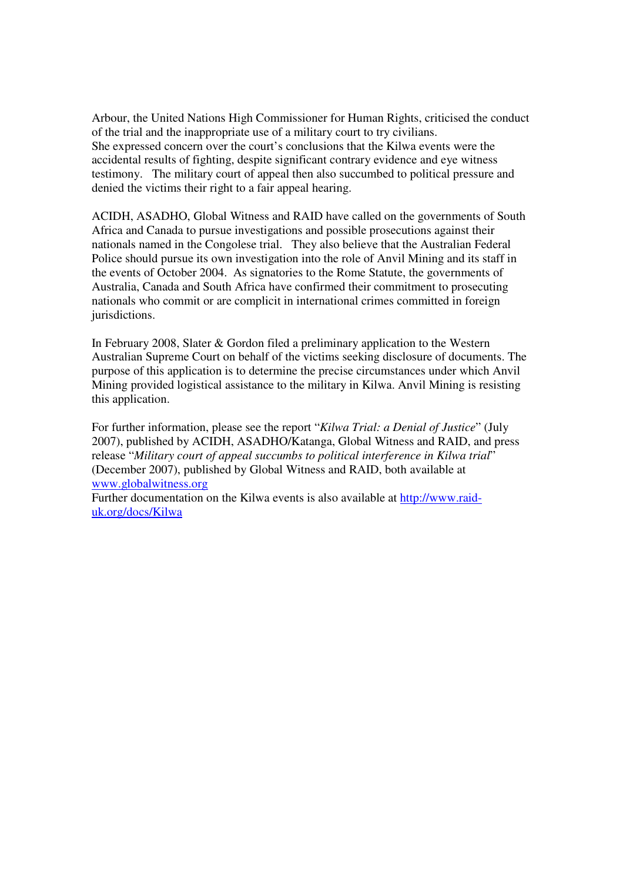Arbour, the United Nations High Commissioner for Human Rights, criticised the conduct of the trial and the inappropriate use of a military court to try civilians. She expressed concern over the court's conclusions that the Kilwa events were the accidental results of fighting, despite significant contrary evidence and eye witness testimony. The military court of appeal then also succumbed to political pressure and denied the victims their right to a fair appeal hearing.

ACIDH, ASADHO, Global Witness and RAID have called on the governments of South Africa and Canada to pursue investigations and possible prosecutions against their nationals named in the Congolese trial. They also believe that the Australian Federal Police should pursue its own investigation into the role of Anvil Mining and its staff in the events of October 2004. As signatories to the Rome Statute, the governments of Australia, Canada and South Africa have confirmed their commitment to prosecuting nationals who commit or are complicit in international crimes committed in foreign jurisdictions.

In February 2008, Slater & Gordon filed a preliminary application to the Western Australian Supreme Court on behalf of the victims seeking disclosure of documents. The purpose of this application is to determine the precise circumstances under which Anvil Mining provided logistical assistance to the military in Kilwa. Anvil Mining is resisting this application.

For further information, please see the report "*Kilwa Trial: a Denial of Justice*" (July 2007), published by ACIDH, ASADHO/Katanga, Global Witness and RAID, and press release "*Military court of appeal succumbs to political interference in Kilwa trial*" (December 2007), published by Global Witness and RAID, both available at [www.globalwitness.org](http://www.globalwitness.org)
Further documentation on the Kilwa events is also available at [http://www.raid-uk.org/docs/Kilwa](http://www.raid-uk.org/docs/Kilwa)